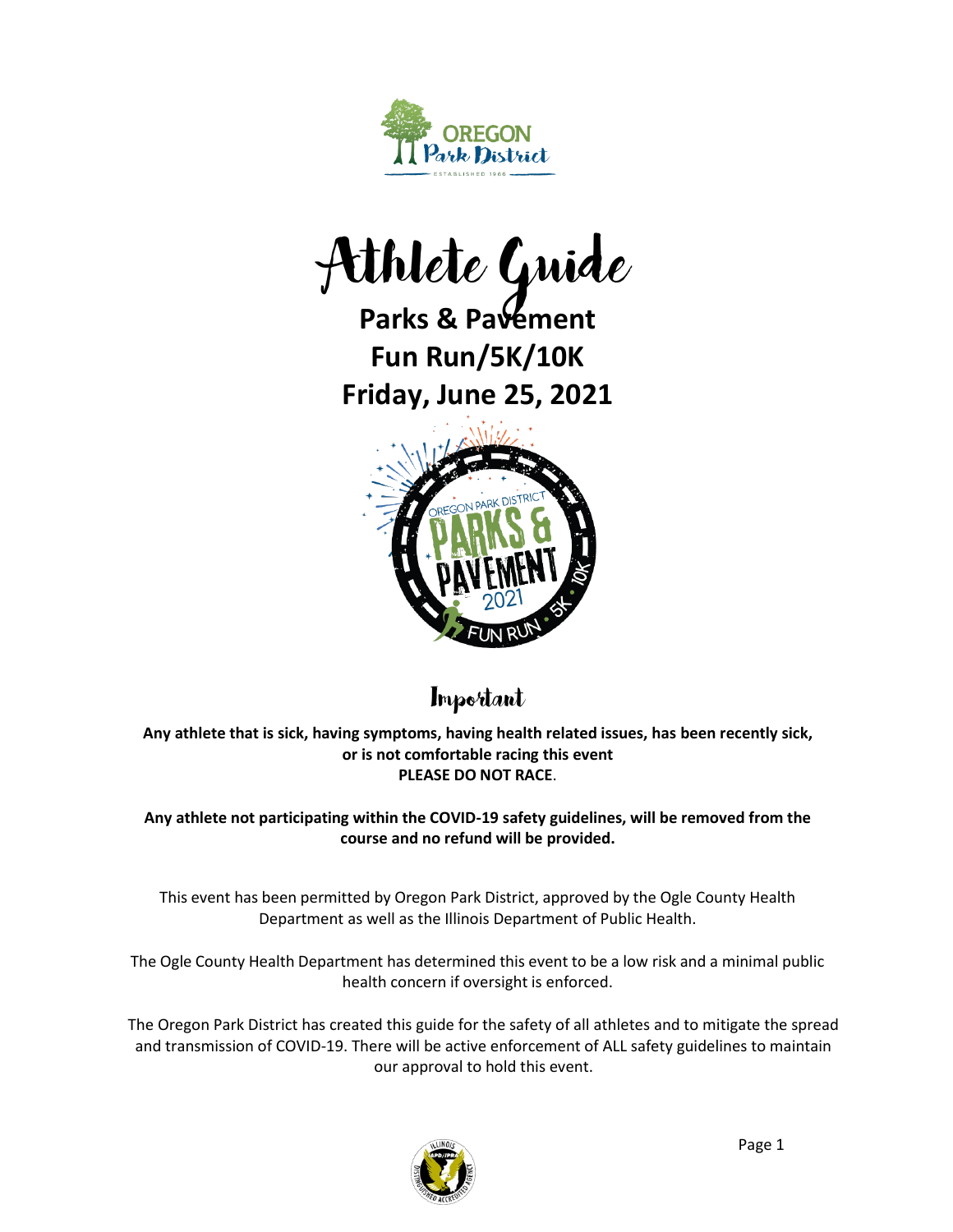# Athlete Guide

## Parks & Pavement
## Fun Run/5K/10K
## Friday, June 25, 2021

### Important

**Any athlete that is sick, having symptoms, having health related issues, has been recently sick, or is not comfortable racing this event**
**PLEASE DO NOT RACE**.

**Any athlete not participating within the COVID-19 safety guidelines, will be removed from the course and no refund will be provided.**

This event has been permitted by Oregon Park District, approved by the Ogle County Health Department as well as the Illinois Department of Public Health.

The Ogle County Health Department has determined this event to be a low risk and a minimal public health concern if oversight is enforced.

The Oregon Park District has created this guide for the safety of all athletes and to mitigate the spread and transmission of COVID-19. There will be active enforcement of ALL safety guidelines to maintain our approval to hold this event.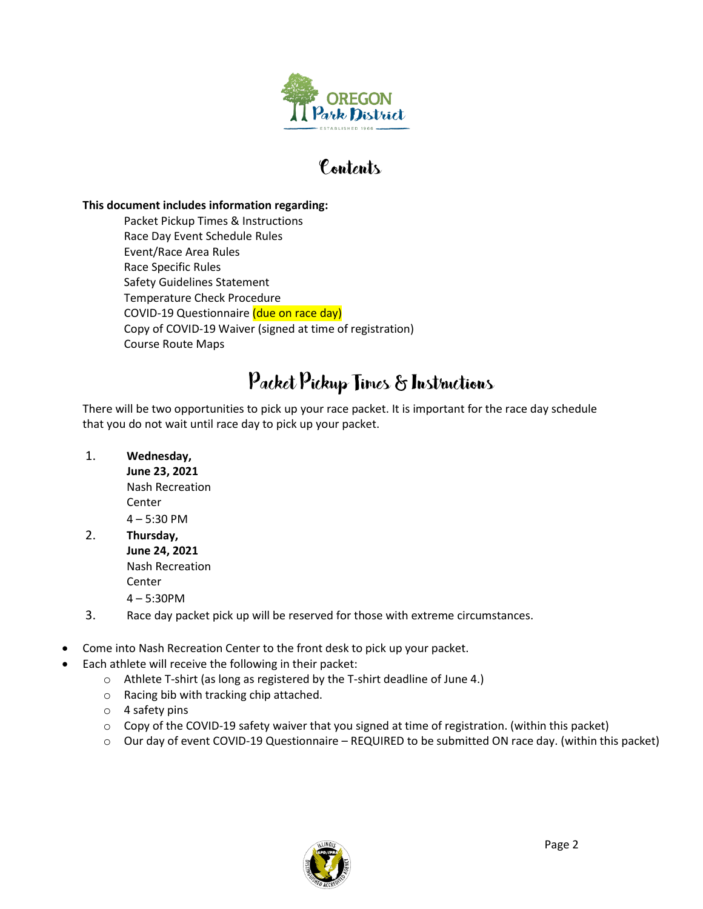# Contents

**This document includes information regarding:**

Packet Pickup Times & Instructions
Race Day Event Schedule Rules
Event/Race Area Rules
Race Specific Rules
Safety Guidelines Statement
Temperature Check Procedure
COVID-19 Questionnaire (due on race day)
Copy of COVID-19 Waiver (signed at time of registration)
Course Route Maps

# Packet Pickup Times & Instructions

There will be two opportunities to pick up your race packet. It is important for the race day schedule that you do not wait until race day to pick up your packet.

1. **Wednesday, June 23, 2021**
   Nash Recreation Center
   4 – 5:30 PM
2. **Thursday, June 24, 2021**
   Nash Recreation Center
   4 – 5:30PM
3. Race day packet pick up will be reserved for those with extreme circumstances.

- Come into Nash Recreation Center to the front desk to pick up your packet.
- Each athlete will receive the following in their packet:
  - Athlete T-shirt (as long as registered by the T-shirt deadline of June 4.)
  - Racing bib with tracking chip attached.
  - 4 safety pins
  - Copy of the COVID-19 safety waiver that you signed at time of registration. (within this packet)
  - Our day of event COVID-19 Questionnaire – REQUIRED to be submitted ON race day. (within this packet)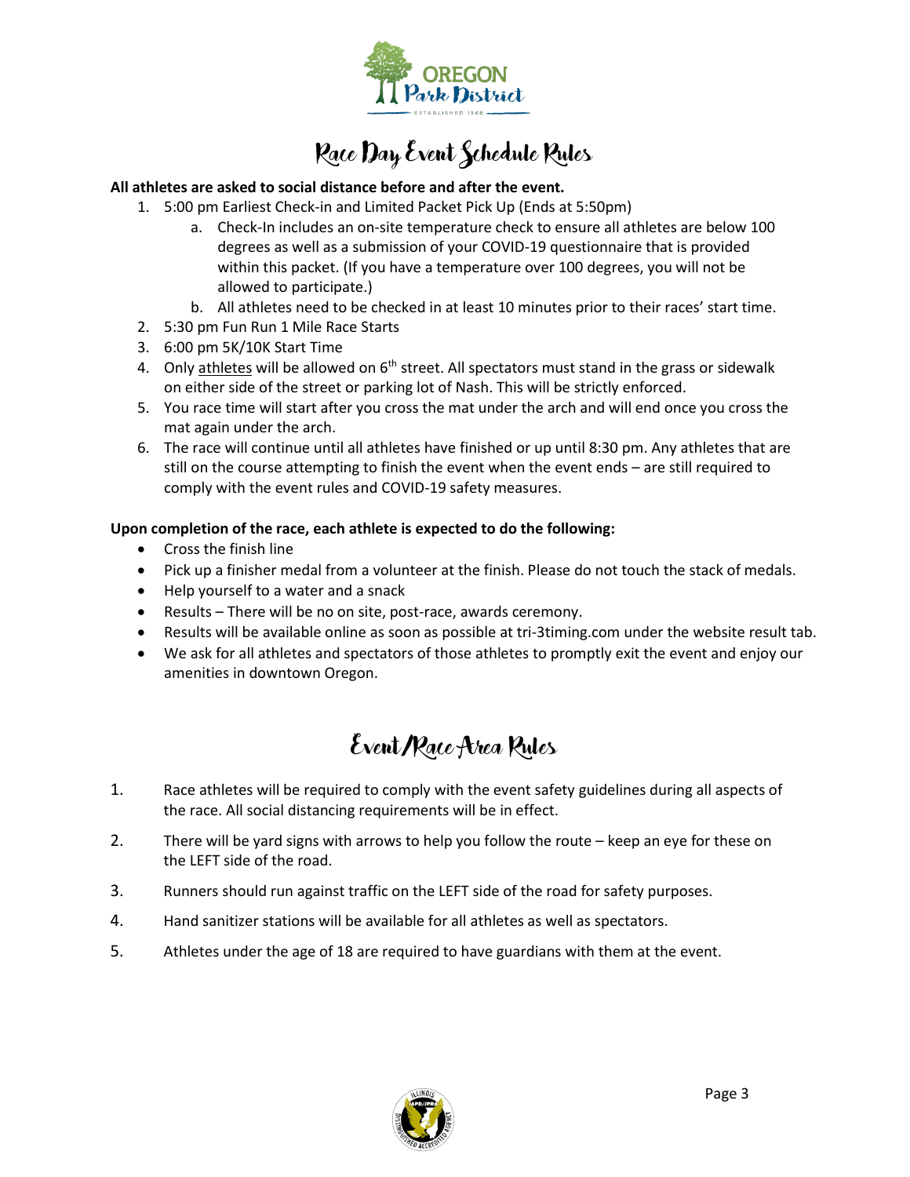# Race Day Event Schedule Rules

**All athletes are asked to social distance before and after the event.**

1. 5:00 pm Earliest Check-in and Limited Packet Pick Up (Ends at 5:50pm)
   a. Check-In includes an on-site temperature check to ensure all athletes are below 100 degrees as well as a submission of your COVID-19 questionnaire that is provided within this packet. (If you have a temperature over 100 degrees, you will not be allowed to participate.)
   b. All athletes need to be checked in at least 10 minutes prior to their races' start time.
2. 5:30 pm Fun Run 1 Mile Race Starts
3. 6:00 pm 5K/10K Start Time
4. Only athletes will be allowed on 6th street. All spectators must stand in the grass or sidewalk on either side of the street or parking lot of Nash. This will be strictly enforced.
5. You race time will start after you cross the mat under the arch and will end once you cross the mat again under the arch.
6. The race will continue until all athletes have finished or up until 8:30 pm. Any athletes that are still on the course attempting to finish the event when the event ends – are still required to comply with the event rules and COVID-19 safety measures.

**Upon completion of the race, each athlete is expected to do the following:**

- Cross the finish line
- Pick up a finisher medal from a volunteer at the finish. Please do not touch the stack of medals.
- Help yourself to a water and a snack
- Results – There will be no on site, post-race, awards ceremony.
- Results will be available online as soon as possible at tri-3timing.com under the website result tab.
- We ask for all athletes and spectators of those athletes to promptly exit the event and enjoy our amenities in downtown Oregon.

# Event/Race Area Rules

1. Race athletes will be required to comply with the event safety guidelines during all aspects of the race. All social distancing requirements will be in effect.
2. There will be yard signs with arrows to help you follow the route – keep an eye for these on the LEFT side of the road.
3. Runners should run against traffic on the LEFT side of the road for safety purposes.
4. Hand sanitizer stations will be available for all athletes as well as spectators.
5. Athletes under the age of 18 are required to have guardians with them at the event.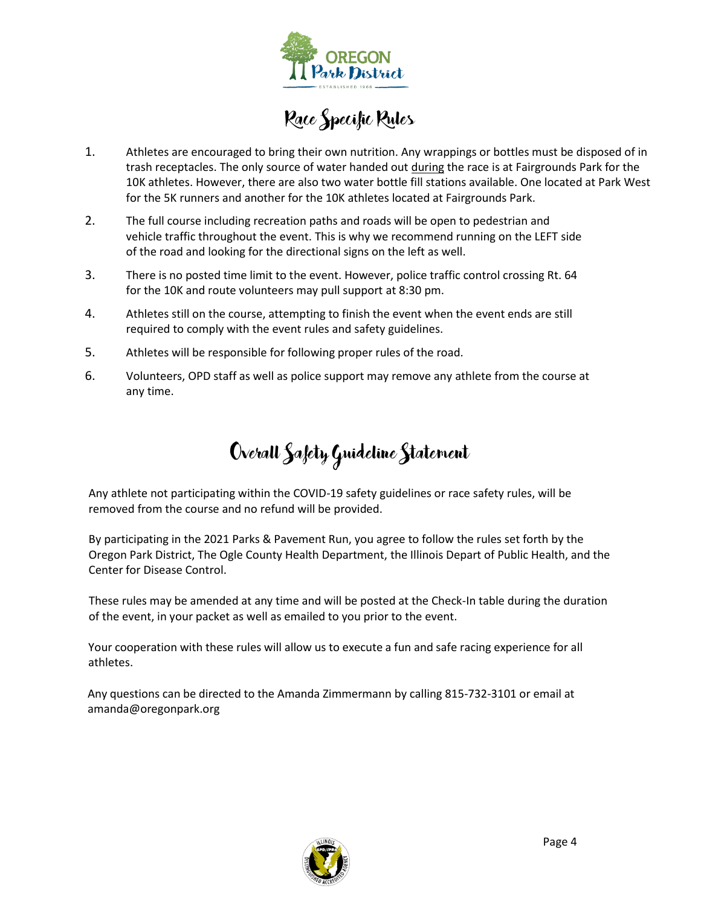# Race Specific Rules

1. Athletes are encouraged to bring their own nutrition. Any wrappings or bottles must be disposed of in trash receptacles. The only source of water handed out <u>during</u> the race is at Fairgrounds Park for the 10K athletes. However, there are also two water bottle fill stations available. One located at Park West for the 5K runners and another for the 10K athletes located at Fairgrounds Park.
2. The full course including recreation paths and roads will be open to pedestrian and vehicle traffic throughout the event. This is why we recommend running on the LEFT side of the road and looking for the directional signs on the left as well.
3. There is no posted time limit to the event. However, police traffic control crossing Rt. 64 for the 10K and route volunteers may pull support at 8:30 pm.
4. Athletes still on the course, attempting to finish the event when the event ends are still required to comply with the event rules and safety guidelines.
5. Athletes will be responsible for following proper rules of the road.
6. Volunteers, OPD staff as well as police support may remove any athlete from the course at any time.

# Overall Safety Guideline Statement

Any athlete not participating within the COVID-19 safety guidelines or race safety rules, will be removed from the course and no refund will be provided.

By participating in the 2021 Parks & Pavement Run, you agree to follow the rules set forth by the Oregon Park District, The Ogle County Health Department, the Illinois Depart of Public Health, and the Center for Disease Control.

These rules may be amended at any time and will be posted at the Check-In table during the duration of the event, in your packet as well as emailed to you prior to the event.

Your cooperation with these rules will allow us to execute a fun and safe racing experience for all athletes.

Any questions can be directed to the Amanda Zimmermann by calling 815-732-3101 or email at amanda@oregonpark.org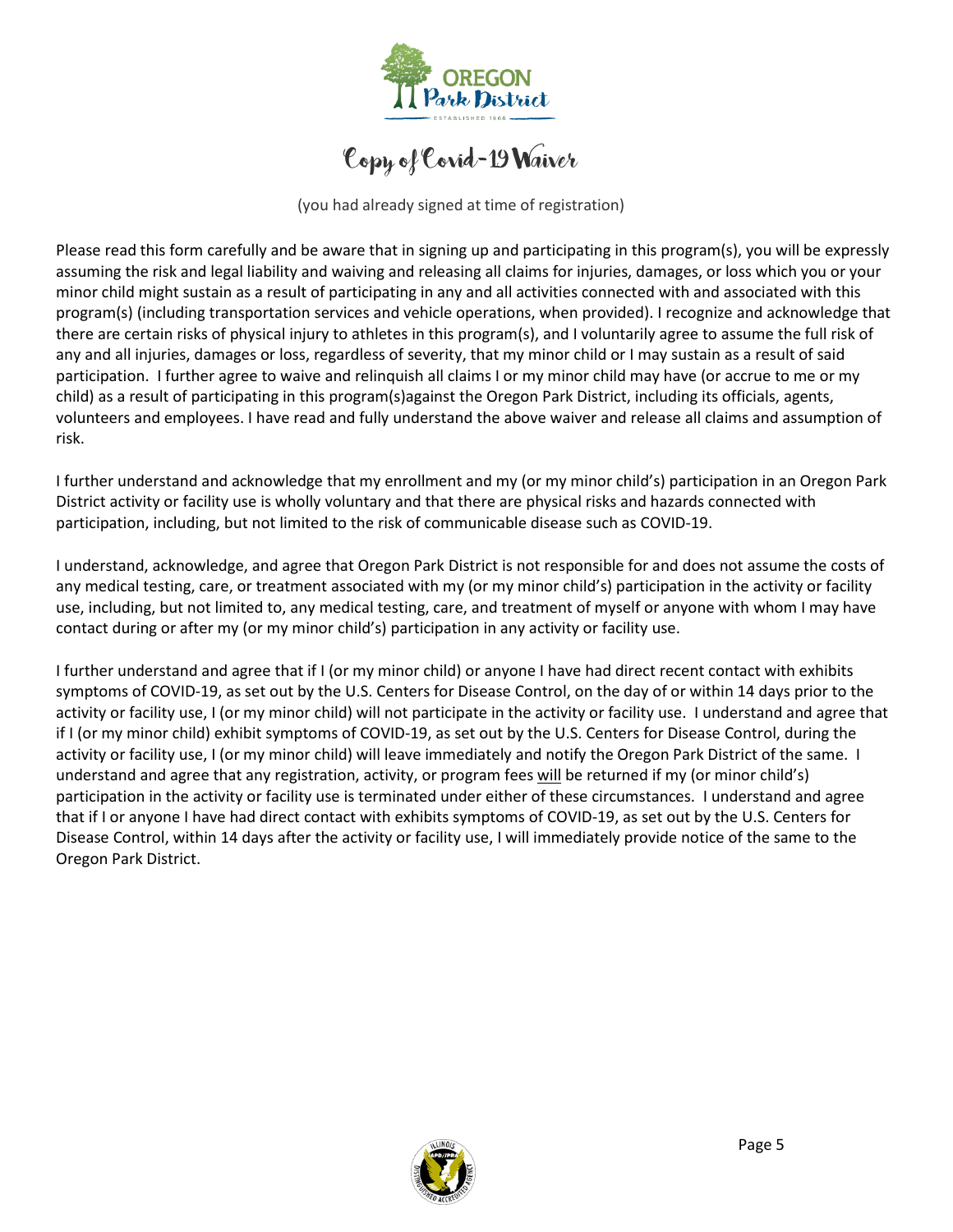# Copy of Covid-19 Waiver

(you had already signed at time of registration)

Please read this form carefully and be aware that in signing up and participating in this program(s), you will be expressly assuming the risk and legal liability and waiving and releasing all claims for injuries, damages, or loss which you or your minor child might sustain as a result of participating in any and all activities connected with and associated with this program(s) (including transportation services and vehicle operations, when provided). I recognize and acknowledge that there are certain risks of physical injury to athletes in this program(s), and I voluntarily agree to assume the full risk of any and all injuries, damages or loss, regardless of severity, that my minor child or I may sustain as a result of said participation. I further agree to waive and relinquish all claims I or my minor child may have (or accrue to me or my child) as a result of participating in this program(s)against the Oregon Park District, including its officials, agents, volunteers and employees. I have read and fully understand the above waiver and release all claims and assumption of risk.

I further understand and acknowledge that my enrollment and my (or my minor child's) participation in an Oregon Park District activity or facility use is wholly voluntary and that there are physical risks and hazards connected with participation, including, but not limited to the risk of communicable disease such as COVID-19.

I understand, acknowledge, and agree that Oregon Park District is not responsible for and does not assume the costs of any medical testing, care, or treatment associated with my (or my minor child's) participation in the activity or facility use, including, but not limited to, any medical testing, care, and treatment of myself or anyone with whom I may have contact during or after my (or my minor child's) participation in any activity or facility use.

I further understand and agree that if I (or my minor child) or anyone I have had direct recent contact with exhibits symptoms of COVID-19, as set out by the U.S. Centers for Disease Control, on the day of or within 14 days prior to the activity or facility use, I (or my minor child) will not participate in the activity or facility use. I understand and agree that if I (or my minor child) exhibit symptoms of COVID-19, as set out by the U.S. Centers for Disease Control, during the activity or facility use, I (or my minor child) will leave immediately and notify the Oregon Park District of the same. I understand and agree that any registration, activity, or program fees <u>will</u> be returned if my (or minor child's) participation in the activity or facility use is terminated under either of these circumstances. I understand and agree that if I or anyone I have had direct contact with exhibits symptoms of COVID-19, as set out by the U.S. Centers for Disease Control, within 14 days after the activity or facility use, I will immediately provide notice of the same to the Oregon Park District.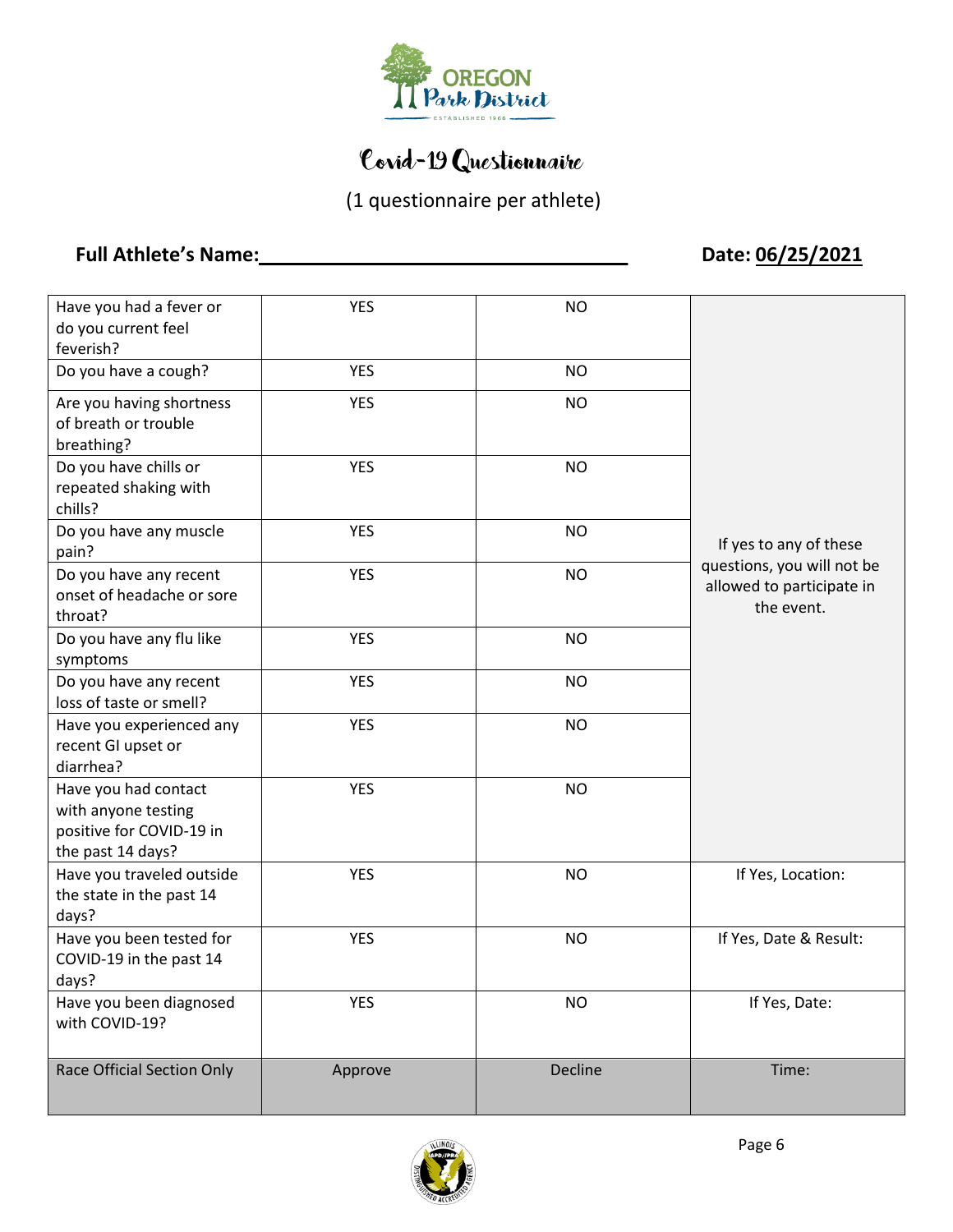# Covid-19 Questionnaire

(1 questionnaire per athlete)

**Full Athlete's Name:**\_\_\_\_\_\_\_\_\_\_\_\_\_\_\_\_\_\_\_\_\_\_\_\_\_\_\_\_\_\_\_\_ **Date: 06/25/2021**

| Question | | | |
|---|---|---|---|
| Have you had a fever or do you current feel feverish? | YES | NO | If yes to any of these questions, you will not be allowed to participate in the event. |
| Do you have a cough? | YES | NO | |
| Are you having shortness of breath or trouble breathing? | YES | NO | |
| Do you have chills or repeated shaking with chills? | YES | NO | |
| Do you have any muscle pain? | YES | NO | |
| Do you have any recent onset of headache or sore throat? | YES | NO | |
| Do you have any flu like symptoms | YES | NO | |
| Do you have any recent loss of taste or smell? | YES | NO | |
| Have you experienced any recent GI upset or diarrhea? | YES | NO | |
| Have you had contact with anyone testing positive for COVID-19 in the past 14 days? | YES | NO | |
| Have you traveled outside the state in the past 14 days? | YES | NO | If Yes, Location: |
| Have you been tested for COVID-19 in the past 14 days? | YES | NO | If Yes, Date & Result: |
| Have you been diagnosed with COVID-19? | YES | NO | If Yes, Date: |
| Race Official Section Only | Approve | Decline | Time: |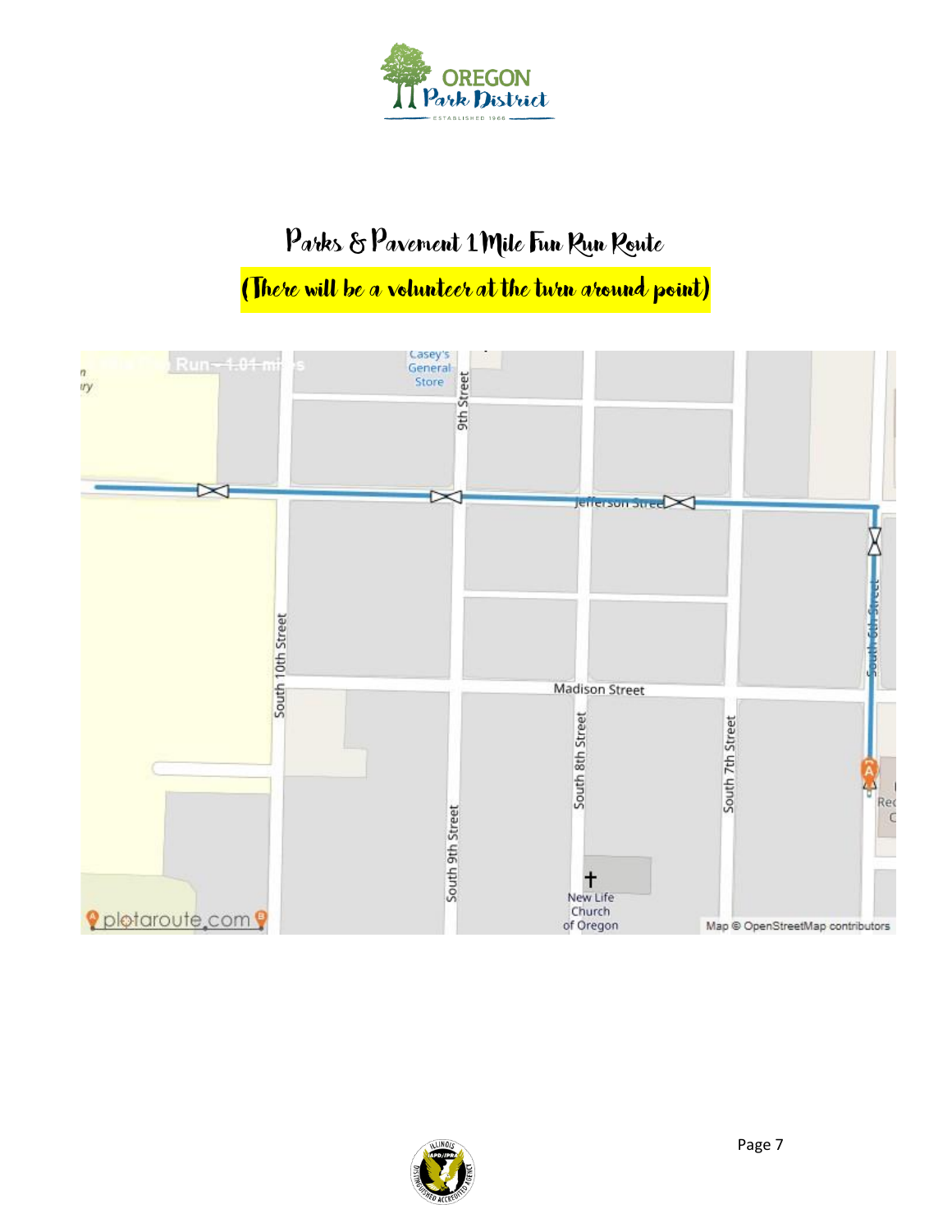# Parks & Pavement 1 Mile Fun Run Route

**(There will be a volunteer at the turn around point)**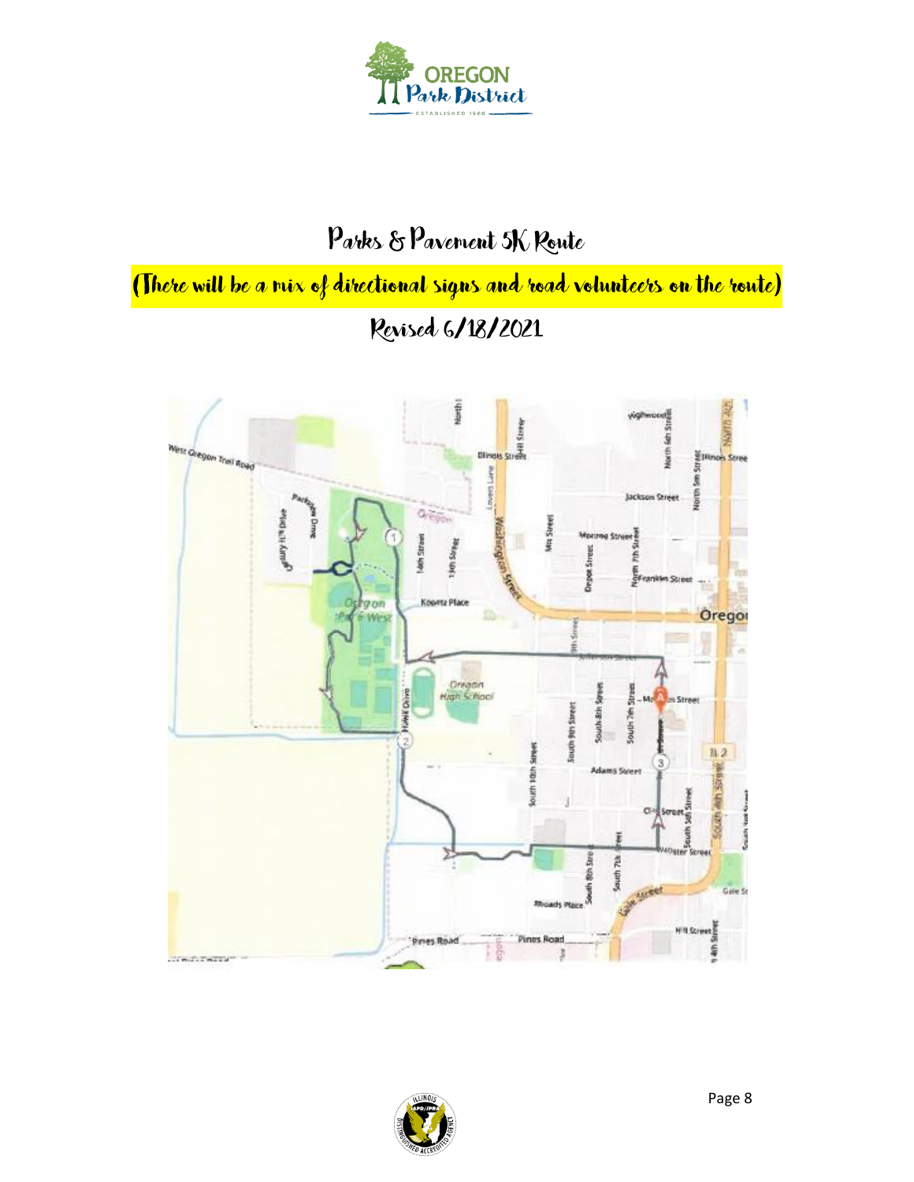# Parks & Pavement 5K Route

(There will be a mix of directional signs and road volunteers on the route)

Revised 6/18/2021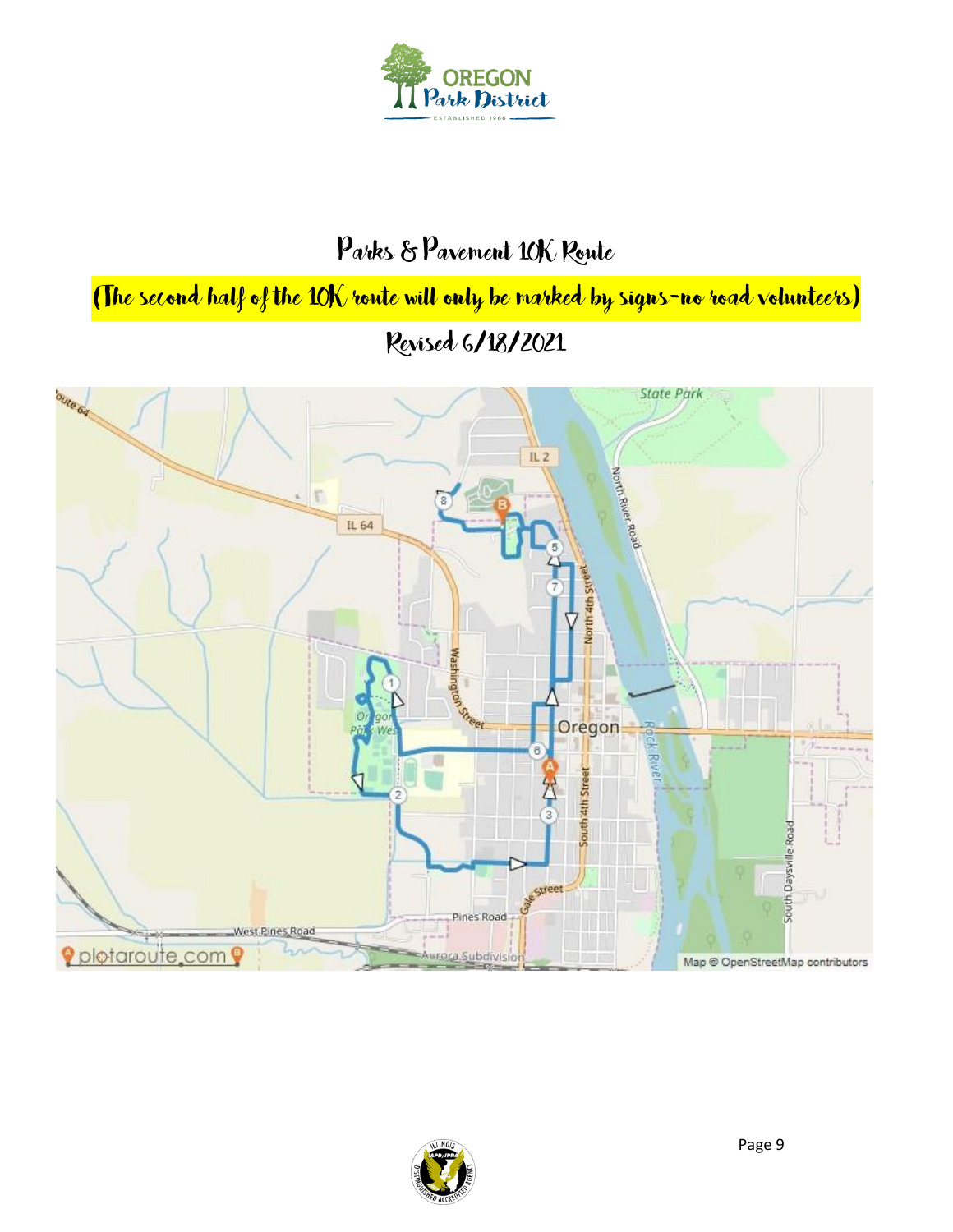# Parks & Pavement 10K Route

**(The second half of the 10K route will only be marked by signs-no road volunteers)**

Revised 6/18/2021